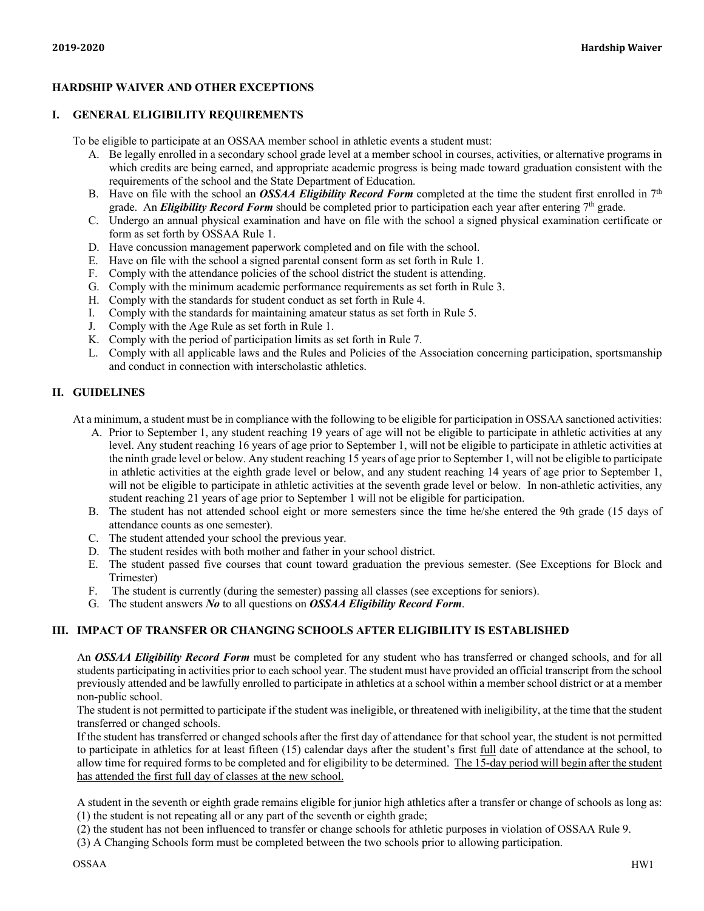# HARDSHIP WAIVER AND OTHER EXCEPTIONS

## I. GENERAL ELIGIBILITY REQUIREMENTS

To be eligible to participate at an OSSAA member school in athletic events a student must:

A. Be legally enrolled in a secondary school grade level at a member school in courses, activities, or alternative programs in which credits are being earned, and appropriate academic progress is being made toward graduation consistent with the requirements of the school and the State Department of Education.
B. Have on file with the school an ***OSSAA Eligibility Record Form*** completed at the time the student first enrolled in 7th grade. An ***Eligibility Record Form*** should be completed prior to participation each year after entering 7th grade.
C. Undergo an annual physical examination and have on file with the school a signed physical examination certificate or form as set forth by OSSAA Rule 1.
D. Have concussion management paperwork completed and on file with the school.
E. Have on file with the school a signed parental consent form as set forth in Rule 1.
F. Comply with the attendance policies of the school district the student is attending.
G. Comply with the minimum academic performance requirements as set forth in Rule 3.
H. Comply with the standards for student conduct as set forth in Rule 4.
I. Comply with the standards for maintaining amateur status as set forth in Rule 5.
J. Comply with the Age Rule as set forth in Rule 1.
K. Comply with the period of participation limits as set forth in Rule 7.
L. Comply with all applicable laws and the Rules and Policies of the Association concerning participation, sportsmanship and conduct in connection with interscholastic athletics.

## II. GUIDELINES

At a minimum, a student must be in compliance with the following to be eligible for participation in OSSAA sanctioned activities:

A. Prior to September 1, any student reaching 19 years of age will not be eligible to participate in athletic activities at any level. Any student reaching 16 years of age prior to September 1, will not be eligible to participate in athletic activities at the ninth grade level or below. Any student reaching 15 years of age prior to September 1, will not be eligible to participate in athletic activities at the eighth grade level or below, and any student reaching 14 years of age prior to September 1, will not be eligible to participate in athletic activities at the seventh grade level or below. In non-athletic activities, any student reaching 21 years of age prior to September 1 will not be eligible for participation.
B. The student has not attended school eight or more semesters since the time he/she entered the 9th grade (15 days of attendance counts as one semester).
C. The student attended your school the previous year.
D. The student resides with both mother and father in your school district.
E. The student passed five courses that count toward graduation the previous semester. (See Exceptions for Block and Trimester)
F. The student is currently (during the semester) passing all classes (see exceptions for seniors).
G. The student answers ***No*** to all questions on ***OSSAA Eligibility Record Form***.

## III. IMPACT OF TRANSFER OR CHANGING SCHOOLS AFTER ELIGIBILITY IS ESTABLISHED

An ***OSSAA Eligibility Record Form*** must be completed for any student who has transferred or changed schools, and for all students participating in activities prior to each school year. The student must have provided an official transcript from the school previously attended and be lawfully enrolled to participate in athletics at a school within a member school district or at a member non-public school.

The student is not permitted to participate if the student was ineligible, or threatened with ineligibility, at the time that the student transferred or changed schools.

If the student has transferred or changed schools after the first day of attendance for that school year, the student is not permitted to participate in athletics for at least fifteen (15) calendar days after the student's first full date of attendance at the school, to allow time for required forms to be completed and for eligibility to be determined. The 15-day period will begin after the student has attended the first full day of classes at the new school.

A student in the seventh or eighth grade remains eligible for junior high athletics after a transfer or change of schools as long as:
(1) the student is not repeating all or any part of the seventh or eighth grade;
(2) the student has not been influenced to transfer or change schools for athletic purposes in violation of OSSAA Rule 9.
(3) A Changing Schools form must be completed between the two schools prior to allowing participation.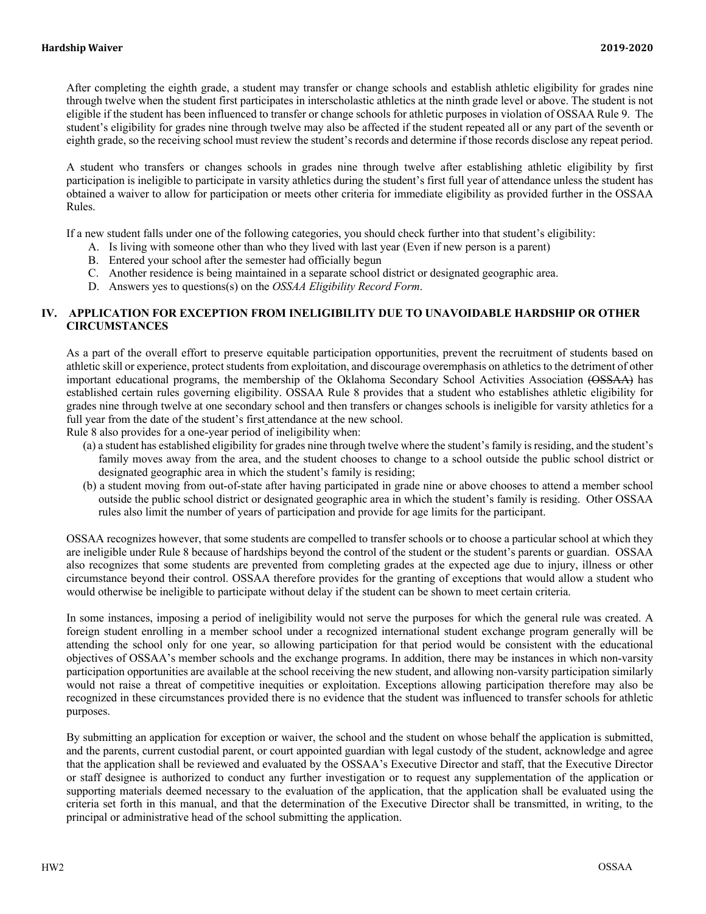After completing the eighth grade, a student may transfer or change schools and establish athletic eligibility for grades nine through twelve when the student first participates in interscholastic athletics at the ninth grade level or above. The student is not eligible if the student has been influenced to transfer or change schools for athletic purposes in violation of OSSAA Rule 9. The student's eligibility for grades nine through twelve may also be affected if the student repeated all or any part of the seventh or eighth grade, so the receiving school must review the student's records and determine if those records disclose any repeat period.

A student who transfers or changes schools in grades nine through twelve after establishing athletic eligibility by first participation is ineligible to participate in varsity athletics during the student's first full year of attendance unless the student has obtained a waiver to allow for participation or meets other criteria for immediate eligibility as provided further in the OSSAA Rules.

If a new student falls under one of the following categories, you should check further into that student's eligibility:

A. Is living with someone other than who they lived with last year (Even if new person is a parent)
B. Entered your school after the semester had officially begun
C. Another residence is being maintained in a separate school district or designated geographic area.
D. Answers yes to questions(s) on the *OSSAA Eligibility Record Form*.

## IV. APPLICATION FOR EXCEPTION FROM INELIGIBILITY DUE TO UNAVOIDABLE HARDSHIP OR OTHER CIRCUMSTANCES

As a part of the overall effort to preserve equitable participation opportunities, prevent the recruitment of students based on athletic skill or experience, protect students from exploitation, and discourage overemphasis on athletics to the detriment of other important educational programs, the membership of the Oklahoma Secondary School Activities Association ~~(OSSAA)~~ has established certain rules governing eligibility. OSSAA Rule 8 provides that a student who establishes athletic eligibility for grades nine through twelve at one secondary school and then transfers or changes schools is ineligible for varsity athletics for a full year from the date of the student's first attendance at the new school.

Rule 8 also provides for a one-year period of ineligibility when:

(a) a student has established eligibility for grades nine through twelve where the student's family is residing, and the student's family moves away from the area, and the student chooses to change to a school outside the public school district or designated geographic area in which the student's family is residing;

(b) a student moving from out-of-state after having participated in grade nine or above chooses to attend a member school outside the public school district or designated geographic area in which the student's family is residing. Other OSSAA rules also limit the number of years of participation and provide for age limits for the participant.

OSSAA recognizes however, that some students are compelled to transfer schools or to choose a particular school at which they are ineligible under Rule 8 because of hardships beyond the control of the student or the student's parents or guardian. OSSAA also recognizes that some students are prevented from completing grades at the expected age due to injury, illness or other circumstance beyond their control. OSSAA therefore provides for the granting of exceptions that would allow a student who would otherwise be ineligible to participate without delay if the student can be shown to meet certain criteria.

In some instances, imposing a period of ineligibility would not serve the purposes for which the general rule was created. A foreign student enrolling in a member school under a recognized international student exchange program generally will be attending the school only for one year, so allowing participation for that period would be consistent with the educational objectives of OSSAA's member schools and the exchange programs. In addition, there may be instances in which non-varsity participation opportunities are available at the school receiving the new student, and allowing non-varsity participation similarly would not raise a threat of competitive inequities or exploitation. Exceptions allowing participation therefore may also be recognized in these circumstances provided there is no evidence that the student was influenced to transfer schools for athletic purposes.

By submitting an application for exception or waiver, the school and the student on whose behalf the application is submitted, and the parents, current custodial parent, or court appointed guardian with legal custody of the student, acknowledge and agree that the application shall be reviewed and evaluated by the OSSAA's Executive Director and staff, that the Executive Director or staff designee is authorized to conduct any further investigation or to request any supplementation of the application or supporting materials deemed necessary to the evaluation of the application, that the application shall be evaluated using the criteria set forth in this manual, and that the determination of the Executive Director shall be transmitted, in writing, to the principal or administrative head of the school submitting the application.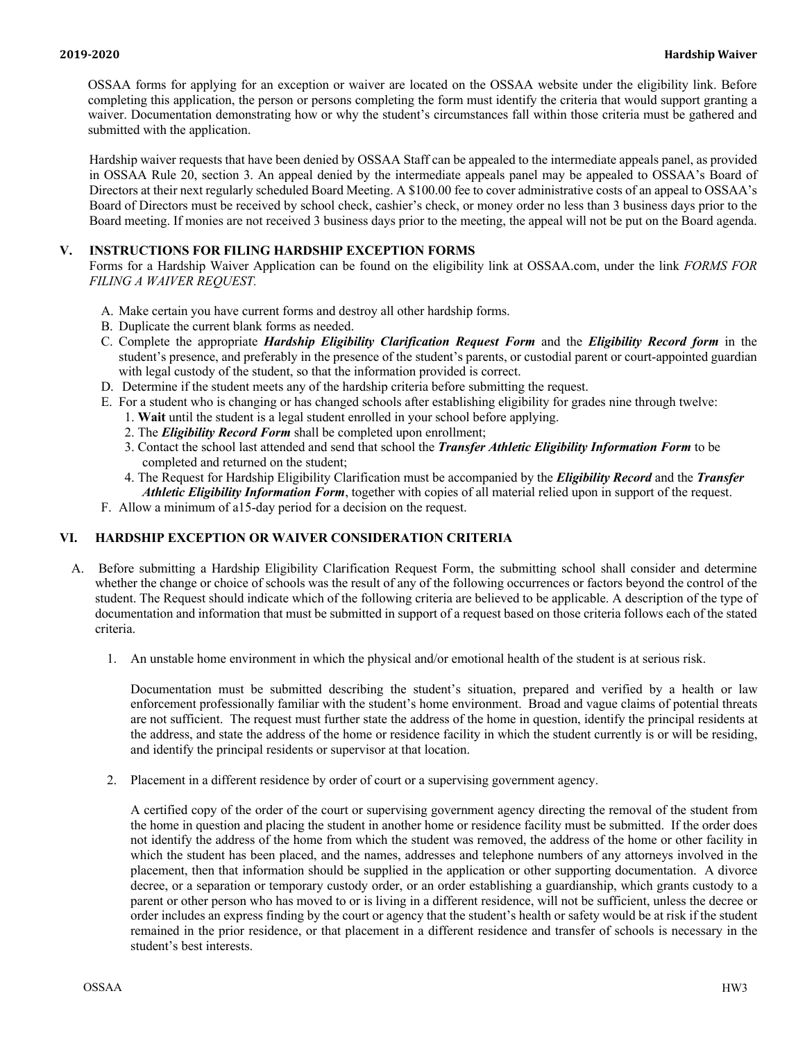OSSAA forms for applying for an exception or waiver are located on the OSSAA website under the eligibility link. Before completing this application, the person or persons completing the form must identify the criteria that would support granting a waiver. Documentation demonstrating how or why the student's circumstances fall within those criteria must be gathered and submitted with the application.

Hardship waiver requests that have been denied by OSSAA Staff can be appealed to the intermediate appeals panel, as provided in OSSAA Rule 20, section 3. An appeal denied by the intermediate appeals panel may be appealed to OSSAA's Board of Directors at their next regularly scheduled Board Meeting. A $100.00 fee to cover administrative costs of an appeal to OSSAA's Board of Directors must be received by school check, cashier's check, or money order no less than 3 business days prior to the Board meeting. If monies are not received 3 business days prior to the meeting, the appeal will not be put on the Board agenda.

## V. INSTRUCTIONS FOR FILING HARDSHIP EXCEPTION FORMS

Forms for a Hardship Waiver Application can be found on the eligibility link at OSSAA.com, under the link *FORMS FOR FILING A WAIVER REQUEST.*

A. Make certain you have current forms and destroy all other hardship forms.

B. Duplicate the current blank forms as needed.

C. Complete the appropriate ***Hardship Eligibility Clarification Request Form*** and the ***Eligibility Record form*** in the student's presence, and preferably in the presence of the student's parents, or custodial parent or court-appointed guardian with legal custody of the student, so that the information provided is correct.

D. Determine if the student meets any of the hardship criteria before submitting the request.

E. For a student who is changing or has changed schools after establishing eligibility for grades nine through twelve:

1. **Wait** until the student is a legal student enrolled in your school before applying.
2. The ***Eligibility Record Form*** shall be completed upon enrollment;
3. Contact the school last attended and send that school the ***Transfer Athletic Eligibility Information Form*** to be completed and returned on the student;
4. The Request for Hardship Eligibility Clarification must be accompanied by the ***Eligibility Record*** and the ***Transfer Athletic Eligibility Information Form***, together with copies of all material relied upon in support of the request.

F. Allow a minimum of a15-day period for a decision on the request.

## VI. HARDSHIP EXCEPTION OR WAIVER CONSIDERATION CRITERIA

A. Before submitting a Hardship Eligibility Clarification Request Form, the submitting school shall consider and determine whether the change or choice of schools was the result of any of the following occurrences or factors beyond the control of the student. The Request should indicate which of the following criteria are believed to be applicable. A description of the type of documentation and information that must be submitted in support of a request based on those criteria follows each of the stated criteria.

1. An unstable home environment in which the physical and/or emotional health of the student is at serious risk.

   Documentation must be submitted describing the student's situation, prepared and verified by a health or law enforcement professionally familiar with the student's home environment. Broad and vague claims of potential threats are not sufficient. The request must further state the address of the home in question, identify the principal residents at the address, and state the address of the home or residence facility in which the student currently is or will be residing, and identify the principal residents or supervisor at that location.

2. Placement in a different residence by order of court or a supervising government agency.

   A certified copy of the order of the court or supervising government agency directing the removal of the student from the home in question and placing the student in another home or residence facility must be submitted. If the order does not identify the address of the home from which the student was removed, the address of the home or other facility in which the student has been placed, and the names, addresses and telephone numbers of any attorneys involved in the placement, then that information should be supplied in the application or other supporting documentation. A divorce decree, or a separation or temporary custody order, or an order establishing a guardianship, which grants custody to a parent or other person who has moved to or is living in a different residence, will not be sufficient, unless the decree or order includes an express finding by the court or agency that the student's health or safety would be at risk if the student remained in the prior residence, or that placement in a different residence and transfer of schools is necessary in the student's best interests.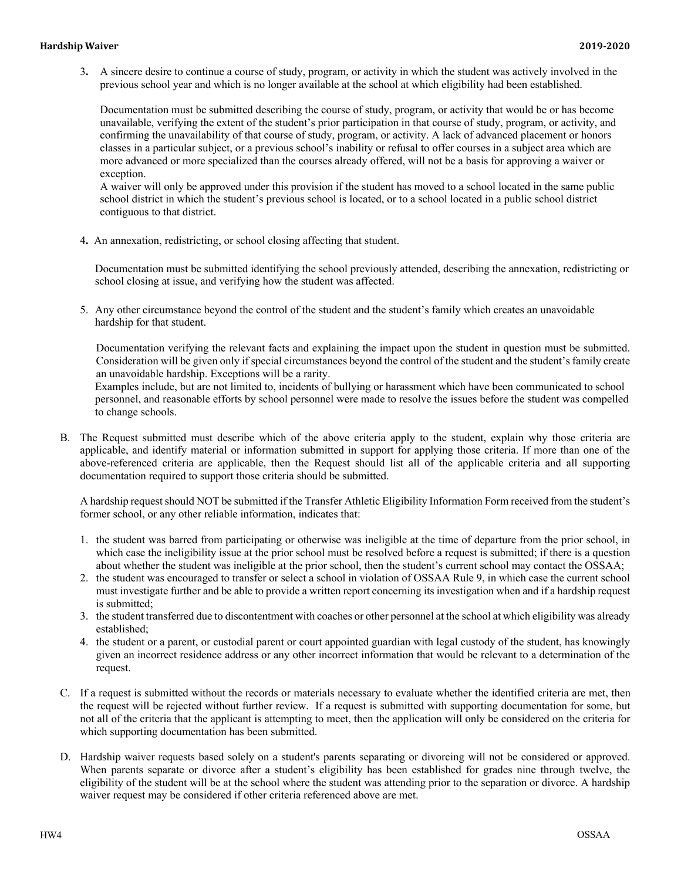3. A sincere desire to continue a course of study, program, or activity in which the student was actively involved in the previous school year and which is no longer available at the school at which eligibility had been established.

   Documentation must be submitted describing the course of study, program, or activity that would be or has become unavailable, verifying the extent of the student's prior participation in that course of study, program, or activity, and confirming the unavailability of that course of study, program, or activity. A lack of advanced placement or honors classes in a particular subject, or a previous school's inability or refusal to offer courses in a subject area which are more advanced or more specialized than the courses already offered, will not be a basis for approving a waiver or exception.
   A waiver will only be approved under this provision if the student has moved to a school located in the same public school district in which the student's previous school is located, or to a school located in a public school district contiguous to that district.

4. An annexation, redistricting, or school closing affecting that student.

   Documentation must be submitted identifying the school previously attended, describing the annexation, redistricting or school closing at issue, and verifying how the student was affected.

5. Any other circumstance beyond the control of the student and the student's family which creates an unavoidable hardship for that student.

   Documentation verifying the relevant facts and explaining the impact upon the student in question must be submitted. Consideration will be given only if special circumstances beyond the control of the student and the student's family create an unavoidable hardship. Exceptions will be a rarity.
   Examples include, but are not limited to, incidents of bullying or harassment which have been communicated to school personnel, and reasonable efforts by school personnel were made to resolve the issues before the student was compelled to change schools.

B. The Request submitted must describe which of the above criteria apply to the student, explain why those criteria are applicable, and identify material or information submitted in support for applying those criteria. If more than one of the above-referenced criteria are applicable, then the Request should list all of the applicable criteria and all supporting documentation required to support those criteria should be submitted.

   A hardship request should NOT be submitted if the Transfer Athletic Eligibility Information Form received from the student's former school, or any other reliable information, indicates that:

   1. the student was barred from participating or otherwise was ineligible at the time of departure from the prior school, in which case the ineligibility issue at the prior school must be resolved before a request is submitted; if there is a question about whether the student was ineligible at the prior school, then the student's current school may contact the OSSAA;
   2. the student was encouraged to transfer or select a school in violation of OSSAA Rule 9, in which case the current school must investigate further and be able to provide a written report concerning its investigation when and if a hardship request is submitted;
   3. the student transferred due to discontentment with coaches or other personnel at the school at which eligibility was already established;
   4. the student or a parent, or custodial parent or court appointed guardian with legal custody of the student, has knowingly given an incorrect residence address or any other incorrect information that would be relevant to a determination of the request.

C. If a request is submitted without the records or materials necessary to evaluate whether the identified criteria are met, then the request will be rejected without further review. If a request is submitted with supporting documentation for some, but not all of the criteria that the applicant is attempting to meet, then the application will only be considered on the criteria for which supporting documentation has been submitted.

D. Hardship waiver requests based solely on a student's parents separating or divorcing will not be considered or approved. When parents separate or divorce after a student's eligibility has been established for grades nine through twelve, the eligibility of the student will be at the school where the student was attending prior to the separation or divorce. A hardship waiver request may be considered if other criteria referenced above are met.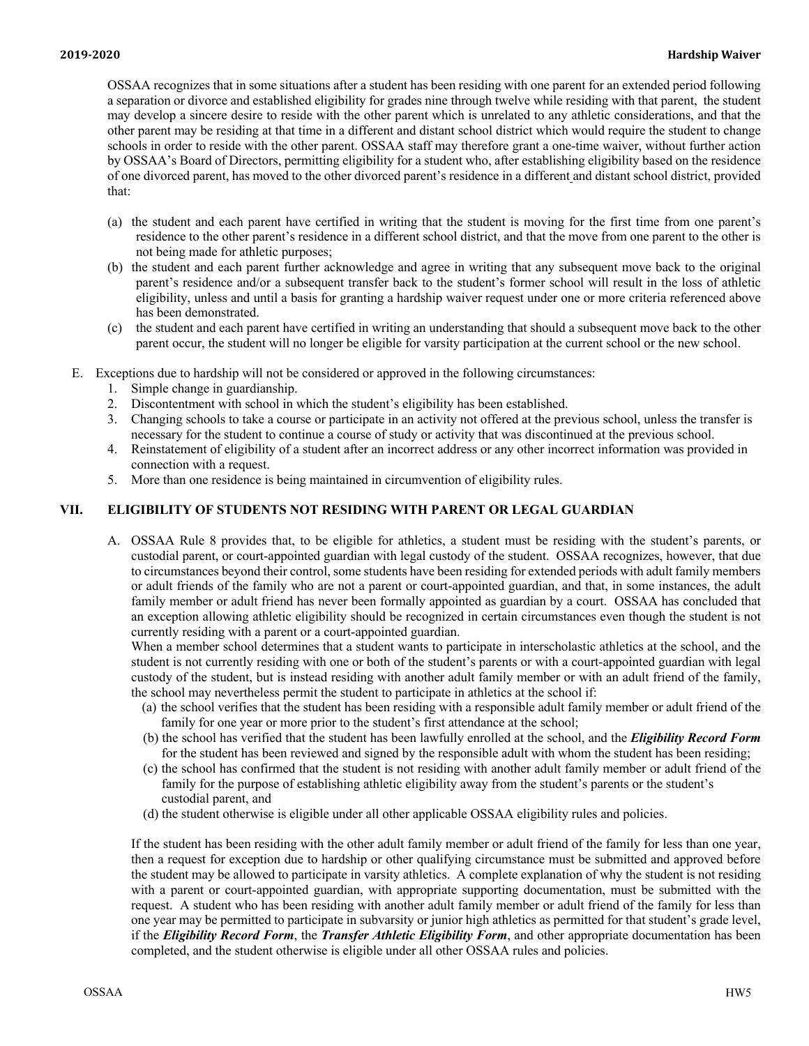OSSAA recognizes that in some situations after a student has been residing with one parent for an extended period following a separation or divorce and established eligibility for grades nine through twelve while residing with that parent, the student may develop a sincere desire to reside with the other parent which is unrelated to any athletic considerations, and that the other parent may be residing at that time in a different and distant school district which would require the student to change schools in order to reside with the other parent. OSSAA staff may therefore grant a one-time waiver, without further action by OSSAA's Board of Directors, permitting eligibility for a student who, after establishing eligibility based on the residence of one divorced parent, has moved to the other divorced parent's residence in a different and distant school district, provided that:

(a) the student and each parent have certified in writing that the student is moving for the first time from one parent's residence to the other parent's residence in a different school district, and that the move from one parent to the other is not being made for athletic purposes;

(b) the student and each parent further acknowledge and agree in writing that any subsequent move back to the original parent's residence and/or a subsequent transfer back to the student's former school will result in the loss of athletic eligibility, unless and until a basis for granting a hardship waiver request under one or more criteria referenced above has been demonstrated.

(c) the student and each parent have certified in writing an understanding that should a subsequent move back to the other parent occur, the student will no longer be eligible for varsity participation at the current school or the new school.

E. Exceptions due to hardship will not be considered or approved in the following circumstances:
   1. Simple change in guardianship.
   2. Discontentment with school in which the student's eligibility has been established.
   3. Changing schools to take a course or participate in an activity not offered at the previous school, unless the transfer is necessary for the student to continue a course of study or activity that was discontinued at the previous school.
   4. Reinstatement of eligibility of a student after an incorrect address or any other incorrect information was provided in connection with a request.
   5. More than one residence is being maintained in circumvention of eligibility rules.

## VII. ELIGIBILITY OF STUDENTS NOT RESIDING WITH PARENT OR LEGAL GUARDIAN

A. OSSAA Rule 8 provides that, to be eligible for athletics, a student must be residing with the student's parents, or custodial parent, or court-appointed guardian with legal custody of the student. OSSAA recognizes, however, that due to circumstances beyond their control, some students have been residing for extended periods with adult family members or adult friends of the family who are not a parent or court-appointed guardian, and that, in some instances, the adult family member or adult friend has never been formally appointed as guardian by a court. OSSAA has concluded that an exception allowing athletic eligibility should be recognized in certain circumstances even though the student is not currently residing with a parent or a court-appointed guardian.

When a member school determines that a student wants to participate in interscholastic athletics at the school, and the student is not currently residing with one or both of the student's parents or with a court-appointed guardian with legal custody of the student, but is instead residing with another adult family member or with an adult friend of the family, the school may nevertheless permit the student to participate in athletics at the school if:

(a) the school verifies that the student has been residing with a responsible adult family member or adult friend of the family for one year or more prior to the student's first attendance at the school;

(b) the school has verified that the student has been lawfully enrolled at the school, and the ***Eligibility Record Form*** for the student has been reviewed and signed by the responsible adult with whom the student has been residing;

(c) the school has confirmed that the student is not residing with another adult family member or adult friend of the family for the purpose of establishing athletic eligibility away from the student's parents or the student's custodial parent, and

(d) the student otherwise is eligible under all other applicable OSSAA eligibility rules and policies.

If the student has been residing with the other adult family member or adult friend of the family for less than one year, then a request for exception due to hardship or other qualifying circumstance must be submitted and approved before the student may be allowed to participate in varsity athletics. A complete explanation of why the student is not residing with a parent or court-appointed guardian, with appropriate supporting documentation, must be submitted with the request. A student who has been residing with another adult family member or adult friend of the family for less than one year may be permitted to participate in subvarsity or junior high athletics as permitted for that student's grade level, if the ***Eligibility Record Form***, the ***Transfer Athletic Eligibility Form***, and other appropriate documentation has been completed, and the student otherwise is eligible under all other OSSAA rules and policies.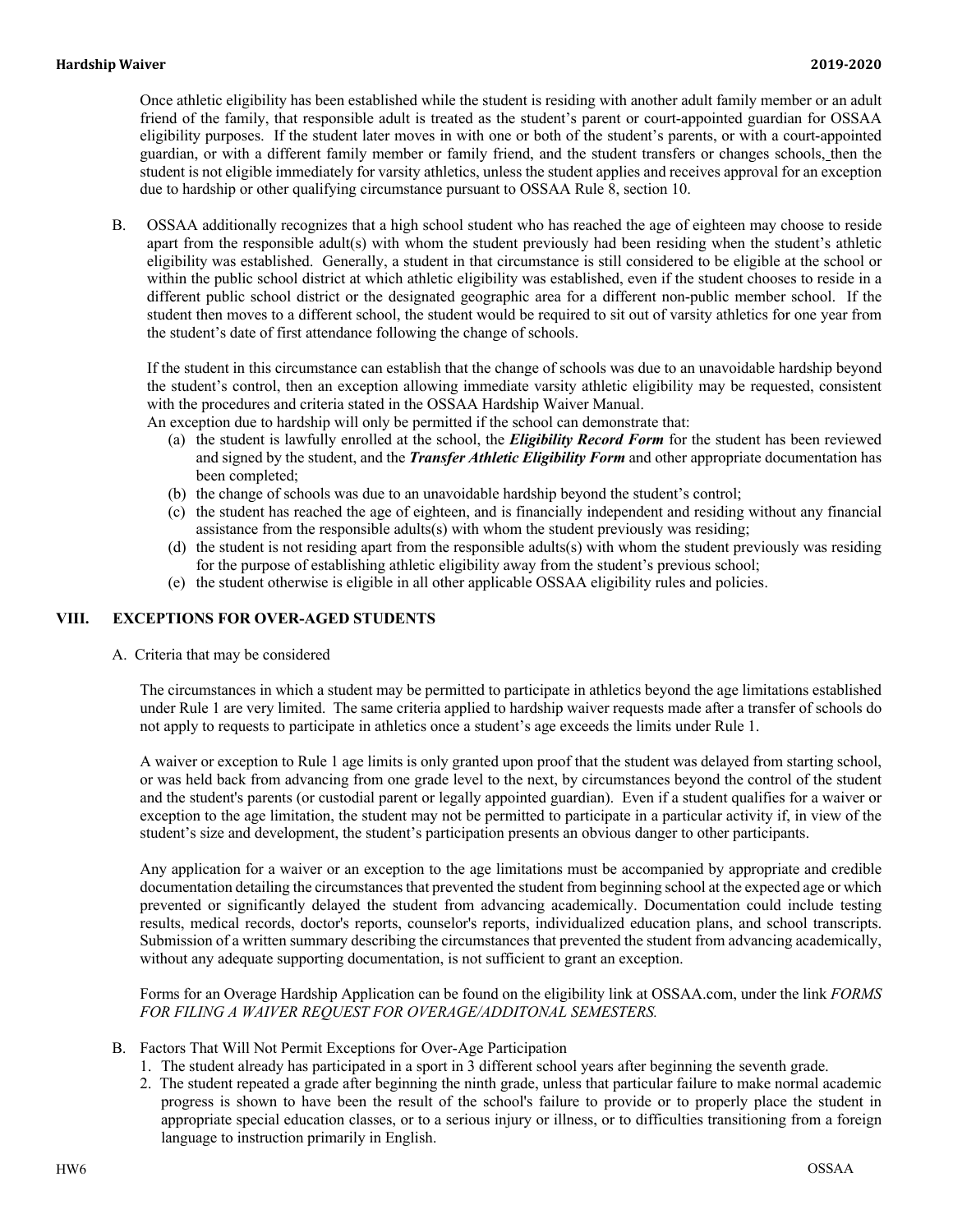Once athletic eligibility has been established while the student is residing with another adult family member or an adult friend of the family, that responsible adult is treated as the student's parent or court-appointed guardian for OSSAA eligibility purposes. If the student later moves in with one or both of the student's parents, or with a court-appointed guardian, or with a different family member or family friend, and the student transfers or changes schools, then the student is not eligible immediately for varsity athletics, unless the student applies and receives approval for an exception due to hardship or other qualifying circumstance pursuant to OSSAA Rule 8, section 10.

B. OSSAA additionally recognizes that a high school student who has reached the age of eighteen may choose to reside apart from the responsible adult(s) with whom the student previously had been residing when the student's athletic eligibility was established. Generally, a student in that circumstance is still considered to be eligible at the school or within the public school district at which athletic eligibility was established, even if the student chooses to reside in a different public school district or the designated geographic area for a different non-public member school. If the student then moves to a different school, the student would be required to sit out of varsity athletics for one year from the student's date of first attendance following the change of schools.

If the student in this circumstance can establish that the change of schools was due to an unavoidable hardship beyond the student's control, then an exception allowing immediate varsity athletic eligibility may be requested, consistent with the procedures and criteria stated in the OSSAA Hardship Waiver Manual.
An exception due to hardship will only be permitted if the school can demonstrate that:

(a) the student is lawfully enrolled at the school, the ***Eligibility Record Form*** for the student has been reviewed and signed by the student, and the ***Transfer Athletic Eligibility Form*** and other appropriate documentation has been completed;
(b) the change of schools was due to an unavoidable hardship beyond the student's control;
(c) the student has reached the age of eighteen, and is financially independent and residing without any financial assistance from the responsible adults(s) with whom the student previously was residing;
(d) the student is not residing apart from the responsible adults(s) with whom the student previously was residing for the purpose of establishing athletic eligibility away from the student's previous school;
(e) the student otherwise is eligible in all other applicable OSSAA eligibility rules and policies.

## VIII. EXCEPTIONS FOR OVER-AGED STUDENTS

A. Criteria that may be considered

The circumstances in which a student may be permitted to participate in athletics beyond the age limitations established under Rule 1 are very limited. The same criteria applied to hardship waiver requests made after a transfer of schools do not apply to requests to participate in athletics once a student's age exceeds the limits under Rule 1.

A waiver or exception to Rule 1 age limits is only granted upon proof that the student was delayed from starting school, or was held back from advancing from one grade level to the next, by circumstances beyond the control of the student and the student's parents (or custodial parent or legally appointed guardian). Even if a student qualifies for a waiver or exception to the age limitation, the student may not be permitted to participate in a particular activity if, in view of the student's size and development, the student's participation presents an obvious danger to other participants.

Any application for a waiver or an exception to the age limitations must be accompanied by appropriate and credible documentation detailing the circumstances that prevented the student from beginning school at the expected age or which prevented or significantly delayed the student from advancing academically. Documentation could include testing results, medical records, doctor's reports, counselor's reports, individualized education plans, and school transcripts. Submission of a written summary describing the circumstances that prevented the student from advancing academically, without any adequate supporting documentation, is not sufficient to grant an exception.

Forms for an Overage Hardship Application can be found on the eligibility link at OSSAA.com, under the link *FORMS FOR FILING A WAIVER REQUEST FOR OVERAGE/ADDITONAL SEMESTERS.*

B. Factors That Will Not Permit Exceptions for Over-Age Participation

1. The student already has participated in a sport in 3 different school years after beginning the seventh grade.
2. The student repeated a grade after beginning the ninth grade, unless that particular failure to make normal academic progress is shown to have been the result of the school's failure to provide or to properly place the student in appropriate special education classes, or to a serious injury or illness, or to difficulties transitioning from a foreign language to instruction primarily in English.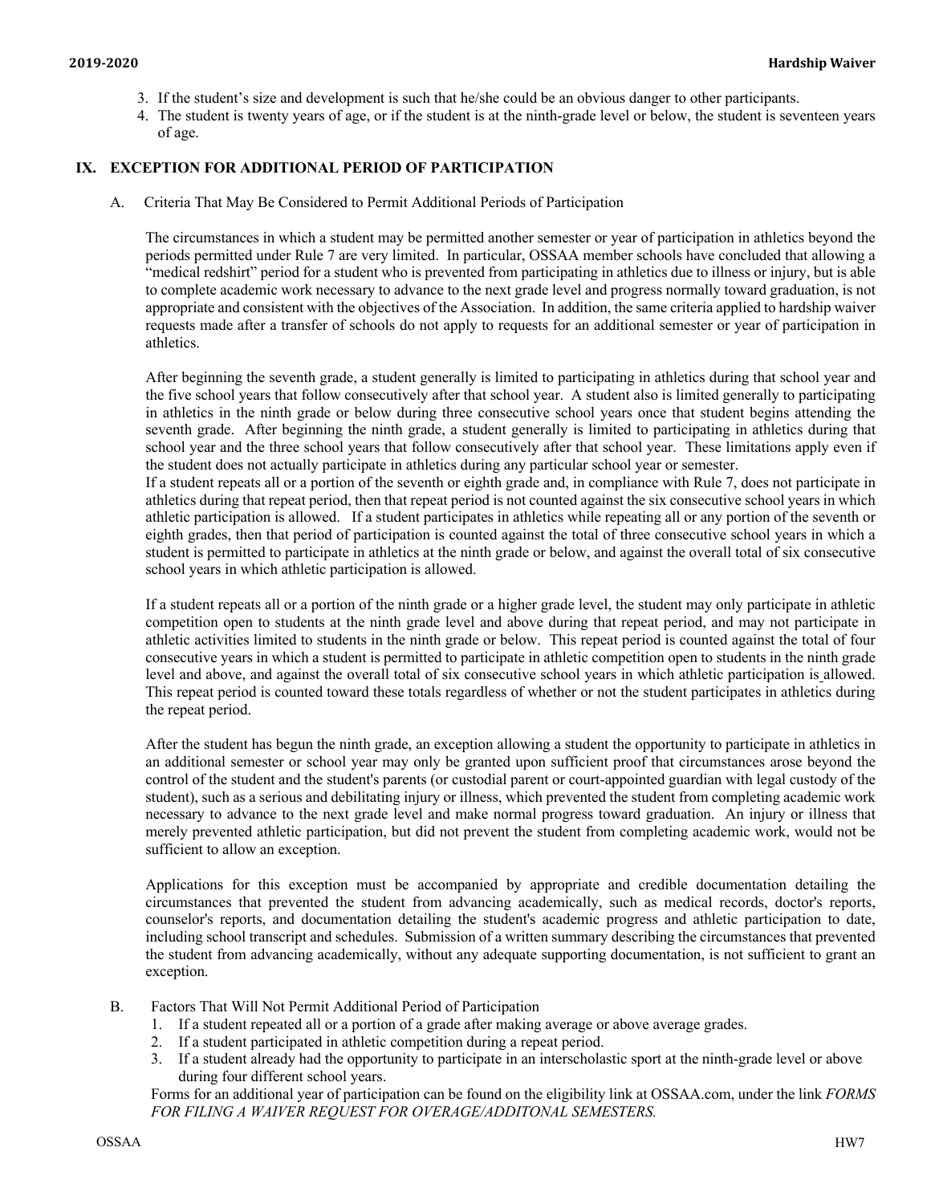3. If the student's size and development is such that he/she could be an obvious danger to other participants.
4. The student is twenty years of age, or if the student is at the ninth-grade level or below, the student is seventeen years of age.

## IX. EXCEPTION FOR ADDITIONAL PERIOD OF PARTICIPATION

A. Criteria That May Be Considered to Permit Additional Periods of Participation

The circumstances in which a student may be permitted another semester or year of participation in athletics beyond the periods permitted under Rule 7 are very limited. In particular, OSSAA member schools have concluded that allowing a "medical redshirt" period for a student who is prevented from participating in athletics due to illness or injury, but is able to complete academic work necessary to advance to the next grade level and progress normally toward graduation, is not appropriate and consistent with the objectives of the Association. In addition, the same criteria applied to hardship waiver requests made after a transfer of schools do not apply to requests for an additional semester or year of participation in athletics.

After beginning the seventh grade, a student generally is limited to participating in athletics during that school year and the five school years that follow consecutively after that school year. A student also is limited generally to participating in athletics in the ninth grade or below during three consecutive school years once that student begins attending the seventh grade. After beginning the ninth grade, a student generally is limited to participating in athletics during that school year and the three school years that follow consecutively after that school year. These limitations apply even if the student does not actually participate in athletics during any particular school year or semester.

If a student repeats all or a portion of the seventh or eighth grade and, in compliance with Rule 7, does not participate in athletics during that repeat period, then that repeat period is not counted against the six consecutive school years in which athletic participation is allowed. If a student participates in athletics while repeating all or any portion of the seventh or eighth grades, then that period of participation is counted against the total of three consecutive school years in which a student is permitted to participate in athletics at the ninth grade or below, and against the overall total of six consecutive school years in which athletic participation is allowed.

If a student repeats all or a portion of the ninth grade or a higher grade level, the student may only participate in athletic competition open to students at the ninth grade level and above during that repeat period, and may not participate in athletic activities limited to students in the ninth grade or below. This repeat period is counted against the total of four consecutive years in which a student is permitted to participate in athletic competition open to students in the ninth grade level and above, and against the overall total of six consecutive school years in which athletic participation is allowed. This repeat period is counted toward these totals regardless of whether or not the student participates in athletics during the repeat period.

After the student has begun the ninth grade, an exception allowing a student the opportunity to participate in athletics in an additional semester or school year may only be granted upon sufficient proof that circumstances arose beyond the control of the student and the student's parents (or custodial parent or court-appointed guardian with legal custody of the student), such as a serious and debilitating injury or illness, which prevented the student from completing academic work necessary to advance to the next grade level and make normal progress toward graduation. An injury or illness that merely prevented athletic participation, but did not prevent the student from completing academic work, would not be sufficient to allow an exception.

Applications for this exception must be accompanied by appropriate and credible documentation detailing the circumstances that prevented the student from advancing academically, such as medical records, doctor's reports, counselor's reports, and documentation detailing the student's academic progress and athletic participation to date, including school transcript and schedules. Submission of a written summary describing the circumstances that prevented the student from advancing academically, without any adequate supporting documentation, is not sufficient to grant an exception.

B. Factors That Will Not Permit Additional Period of Participation

1. If a student repeated all or a portion of a grade after making average or above average grades.
2. If a student participated in athletic competition during a repeat period.
3. If a student already had the opportunity to participate in an interscholastic sport at the ninth-grade level or above during four different school years.

Forms for an additional year of participation can be found on the eligibility link at OSSAA.com, under the link *FORMS FOR FILING A WAIVER REQUEST FOR OVERAGE/ADDITONAL SEMESTERS.*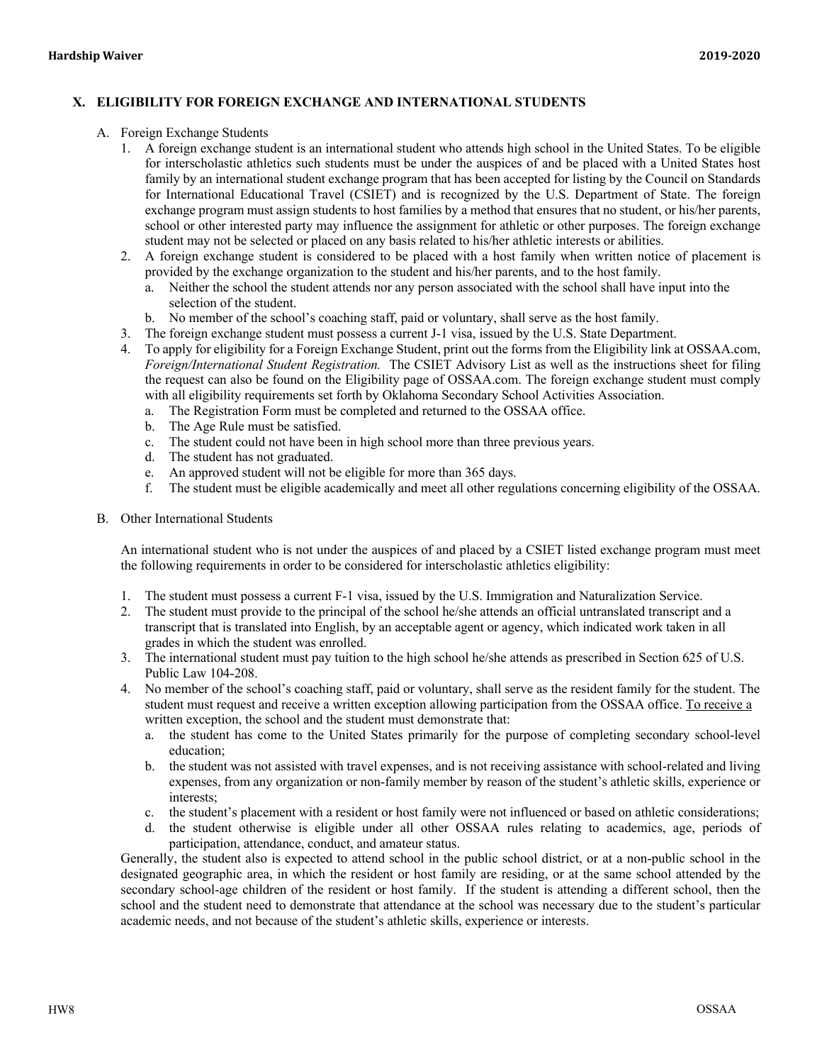## X. ELIGIBILITY FOR FOREIGN EXCHANGE AND INTERNATIONAL STUDENTS

A. Foreign Exchange Students

1. A foreign exchange student is an international student who attends high school in the United States. To be eligible for interscholastic athletics such students must be under the auspices of and be placed with a United States host family by an international student exchange program that has been accepted for listing by the Council on Standards for International Educational Travel (CSIET) and is recognized by the U.S. Department of State. The foreign exchange program must assign students to host families by a method that ensures that no student, or his/her parents, school or other interested party may influence the assignment for athletic or other purposes. The foreign exchange student may not be selected or placed on any basis related to his/her athletic interests or abilities.
2. A foreign exchange student is considered to be placed with a host family when written notice of placement is provided by the exchange organization to the student and his/her parents, and to the host family.
   a. Neither the school the student attends nor any person associated with the school shall have input into the selection of the student.
   b. No member of the school's coaching staff, paid or voluntary, shall serve as the host family.
3. The foreign exchange student must possess a current J-1 visa, issued by the U.S. State Department.
4. To apply for eligibility for a Foreign Exchange Student, print out the forms from the Eligibility link at OSSAA.com, *Foreign/International Student Registration.* The CSIET Advisory List as well as the instructions sheet for filing the request can also be found on the Eligibility page of OSSAA.com. The foreign exchange student must comply with all eligibility requirements set forth by Oklahoma Secondary School Activities Association.
   a. The Registration Form must be completed and returned to the OSSAA office.
   b. The Age Rule must be satisfied.
   c. The student could not have been in high school more than three previous years.
   d. The student has not graduated.
   e. An approved student will not be eligible for more than 365 days.
   f. The student must be eligible academically and meet all other regulations concerning eligibility of the OSSAA.

B. Other International Students

An international student who is not under the auspices of and placed by a CSIET listed exchange program must meet the following requirements in order to be considered for interscholastic athletics eligibility:

1. The student must possess a current F-1 visa, issued by the U.S. Immigration and Naturalization Service.
2. The student must provide to the principal of the school he/she attends an official untranslated transcript and a transcript that is translated into English, by an acceptable agent or agency, which indicated work taken in all grades in which the student was enrolled.
3. The international student must pay tuition to the high school he/she attends as prescribed in Section 625 of U.S. Public Law 104-208.
4. No member of the school's coaching staff, paid or voluntary, shall serve as the resident family for the student. The student must request and receive a written exception allowing participation from the OSSAA office. To receive a written exception, the school and the student must demonstrate that:
   a. the student has come to the United States primarily for the purpose of completing secondary school-level education;
   b. the student was not assisted with travel expenses, and is not receiving assistance with school-related and living expenses, from any organization or non-family member by reason of the student's athletic skills, experience or interests;
   c. the student's placement with a resident or host family were not influenced or based on athletic considerations;
   d. the student otherwise is eligible under all other OSSAA rules relating to academics, age, periods of participation, attendance, conduct, and amateur status.

Generally, the student also is expected to attend school in the public school district, or at a non-public school in the designated geographic area, in which the resident or host family are residing, or at the same school attended by the secondary school-age children of the resident or host family. If the student is attending a different school, then the school and the student need to demonstrate that attendance at the school was necessary due to the student's particular academic needs, and not because of the student's athletic skills, experience or interests.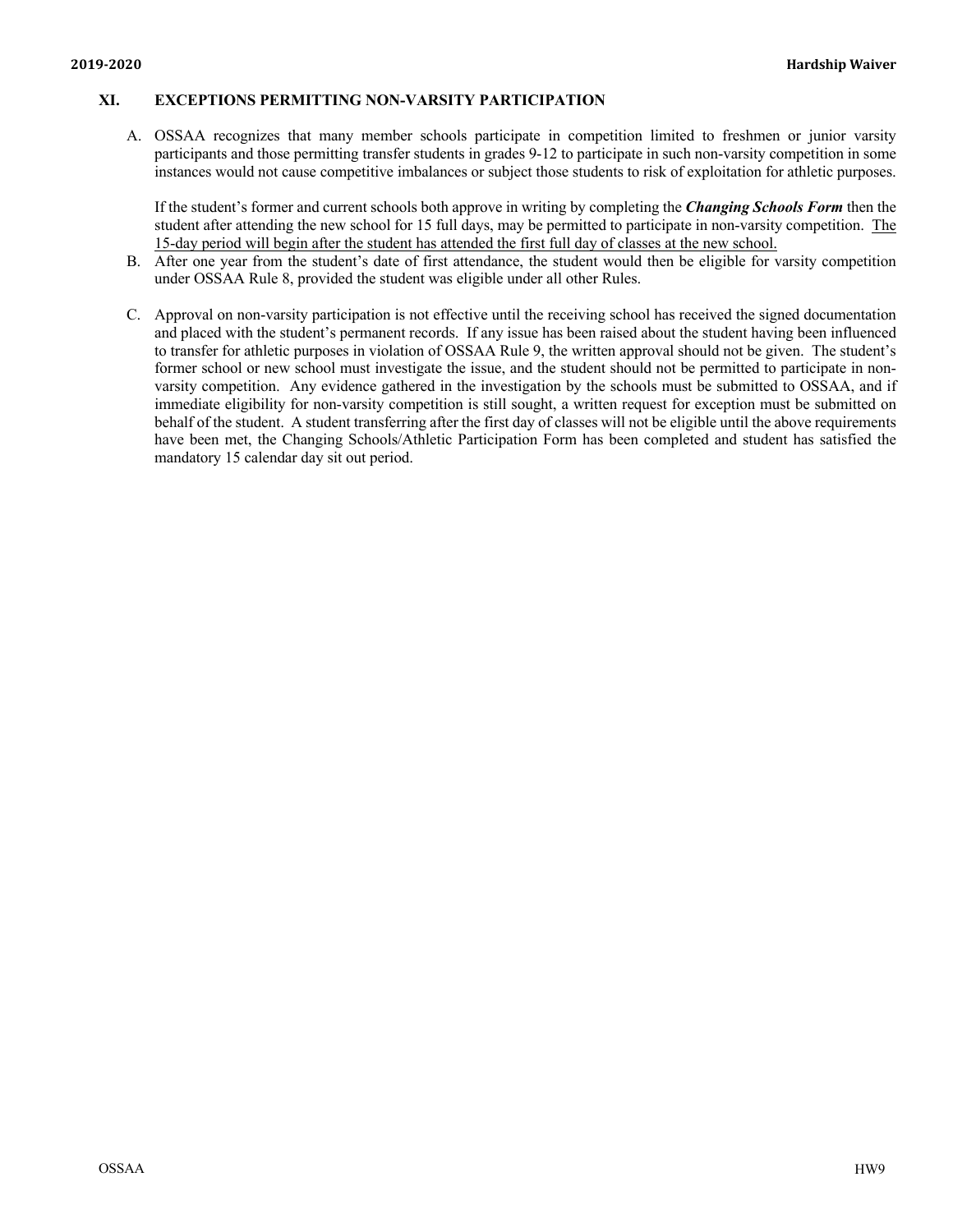## XI. EXCEPTIONS PERMITTING NON-VARSITY PARTICIPATION

A. OSSAA recognizes that many member schools participate in competition limited to freshmen or junior varsity participants and those permitting transfer students in grades 9-12 to participate in such non-varsity competition in some instances would not cause competitive imbalances or subject those students to risk of exploitation for athletic purposes.

   If the student's former and current schools both approve in writing by completing the ***Changing Schools Form*** then the student after attending the new school for 15 full days, may be permitted to participate in non-varsity competition. <u>The 15-day period will begin after the student has attended the first full day of classes at the new school.</u>

B. After one year from the student's date of first attendance, the student would then be eligible for varsity competition under OSSAA Rule 8, provided the student was eligible under all other Rules.

C. Approval on non-varsity participation is not effective until the receiving school has received the signed documentation and placed with the student's permanent records. If any issue has been raised about the student having been influenced to transfer for athletic purposes in violation of OSSAA Rule 9, the written approval should not be given. The student's former school or new school must investigate the issue, and the student should not be permitted to participate in non-varsity competition. Any evidence gathered in the investigation by the schools must be submitted to OSSAA, and if immediate eligibility for non-varsity competition is still sought, a written request for exception must be submitted on behalf of the student. A student transferring after the first day of classes will not be eligible until the above requirements have been met, the Changing Schools/Athletic Participation Form has been completed and student has satisfied the mandatory 15 calendar day sit out period.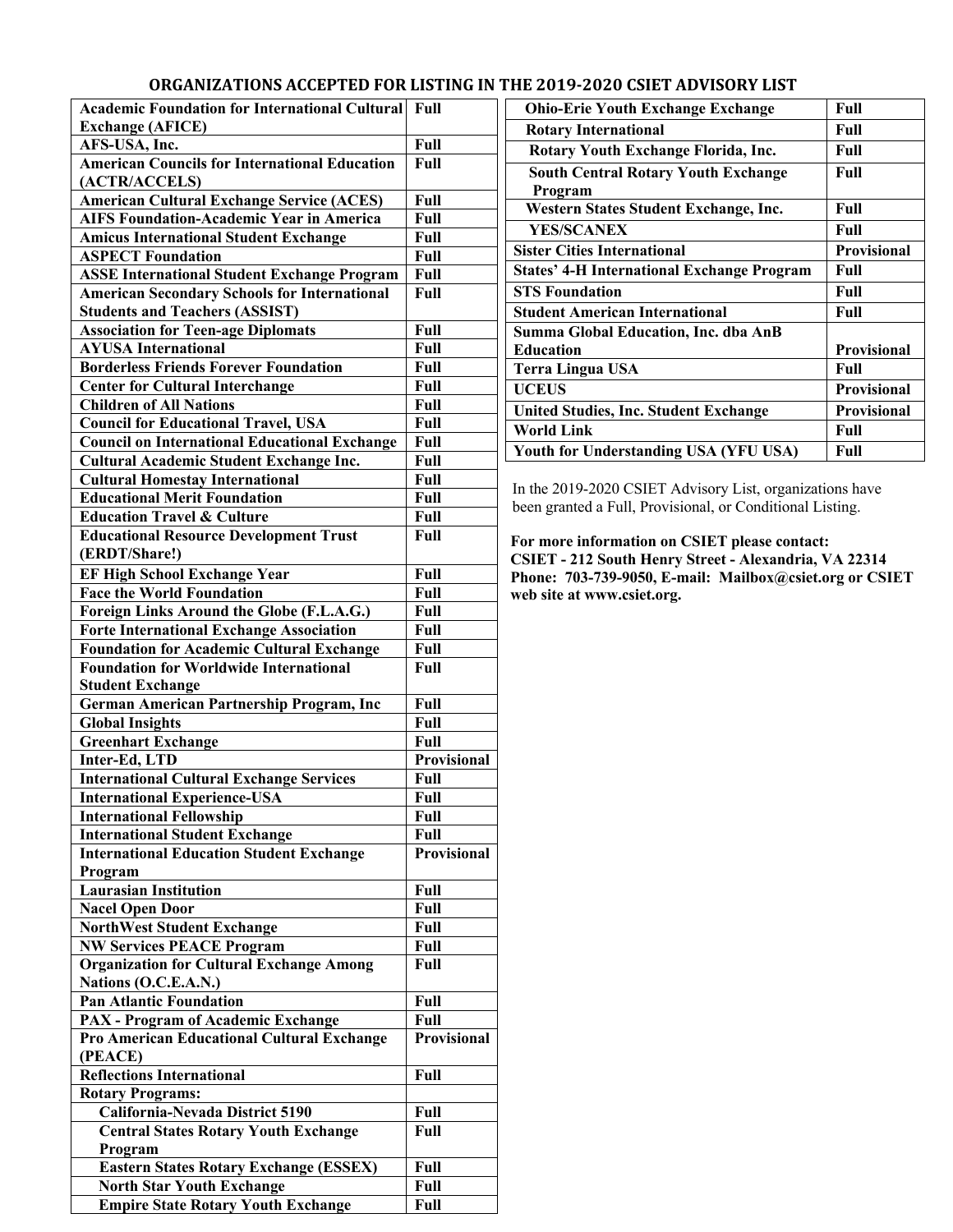## ORGANIZATIONS ACCEPTED FOR LISTING IN THE 2019-2020 CSIET ADVISORY LIST

| | |
|---|---|
| **Academic Foundation for International Cultural Exchange (AFICE)** | **Full** |
| **AFS-USA, Inc.** | **Full** |
| **American Councils for International Education (ACTR/ACCELS)** | **Full** |
| **American Cultural Exchange Service (ACES)** | **Full** |
| **AIFS Foundation-Academic Year in America** | **Full** |
| **Amicus International Student Exchange** | **Full** |
| **ASPECT Foundation** | **Full** |
| **ASSE International Student Exchange Program** | **Full** |
| **American Secondary Schools for International Students and Teachers (ASSIST)** | **Full** |
| **Association for Teen-age Diplomats** | **Full** |
| **AYUSA International** | **Full** |
| **Borderless Friends Forever Foundation** | **Full** |
| **Center for Cultural Interchange** | **Full** |
| **Children of All Nations** | **Full** |
| **Council for Educational Travel, USA** | **Full** |
| **Council on International Educational Exchange** | **Full** |
| **Cultural Academic Student Exchange Inc.** | **Full** |
| **Cultural Homestay International** | **Full** |
| **Educational Merit Foundation** | **Full** |
| **Education Travel & Culture** | **Full** |
| **Educational Resource Development Trust (ERDT/Share!)** | **Full** |
| **EF High School Exchange Year** | **Full** |
| **Face the World Foundation** | **Full** |
| **Foreign Links Around the Globe (F.L.A.G.)** | **Full** |
| **Forte International Exchange Association** | **Full** |
| **Foundation for Academic Cultural Exchange** | **Full** |
| **Foundation for Worldwide International Student Exchange** | **Full** |
| **German American Partnership Program, Inc** | **Full** |
| **Global Insights** | **Full** |
| **Greenhart Exchange** | **Full** |
| **Inter-Ed, LTD** | **Provisional** |
| **International Cultural Exchange Services** | **Full** |
| **International Experience-USA** | **Full** |
| **International Fellowship** | **Full** |
| **International Student Exchange** | **Full** |
| **International Education Student Exchange Program** | **Provisional** |
| **Laurasian Institution** | **Full** |
| **Nacel Open Door** | **Full** |
| **NorthWest Student Exchange** | **Full** |
| **NW Services PEACE Program** | **Full** |
| **Organization for Cultural Exchange Among Nations (O.C.E.A.N.)** | **Full** |
| **Pan Atlantic Foundation** | **Full** |
| **PAX - Program of Academic Exchange** | **Full** |
| **Pro American Educational Cultural Exchange (PEACE)** | **Provisional** |
| **Reflections International** | **Full** |
| **Rotary Programs:** | |
| **California-Nevada District 5190** | **Full** |
| **Central States Rotary Youth Exchange Program** | **Full** |
| **Eastern States Rotary Exchange (ESSEX)** | **Full** |
| **North Star Youth Exchange** | **Full** |
| **Empire State Rotary Youth Exchange** | **Full** |
| **Ohio-Erie Youth Exchange Exchange** | **Full** |
| **Rotary International** | **Full** |
| **Rotary Youth Exchange Florida, Inc.** | **Full** |
| **South Central Rotary Youth Exchange Program** | **Full** |
| **Western States Student Exchange, Inc.** | **Full** |
| **YES/SCANEX** | **Full** |
| **Sister Cities International** | **Provisional** |
| **States' 4-H International Exchange Program** | **Full** |
| **STS Foundation** | **Full** |
| **Student American International** | **Full** |
| **Summa Global Education, Inc. dba AnB Education** | **Provisional** |
| **Terra Lingua USA** | **Full** |
| **UCEUS** | **Provisional** |
| **United Studies, Inc. Student Exchange** | **Provisional** |
| **World Link** | **Full** |
| **Youth for Understanding USA (YFU USA)** | **Full** |

In the 2019-2020 CSIET Advisory List, organizations have been granted a Full, Provisional, or Conditional Listing.

**For more information on CSIET please contact:**
**CSIET - 212 South Henry Street - Alexandria, VA 22314**
**Phone: 703-739-9050, E-mail: Mailbox@csiet.org or CSIET web site at www.csiet.org.**